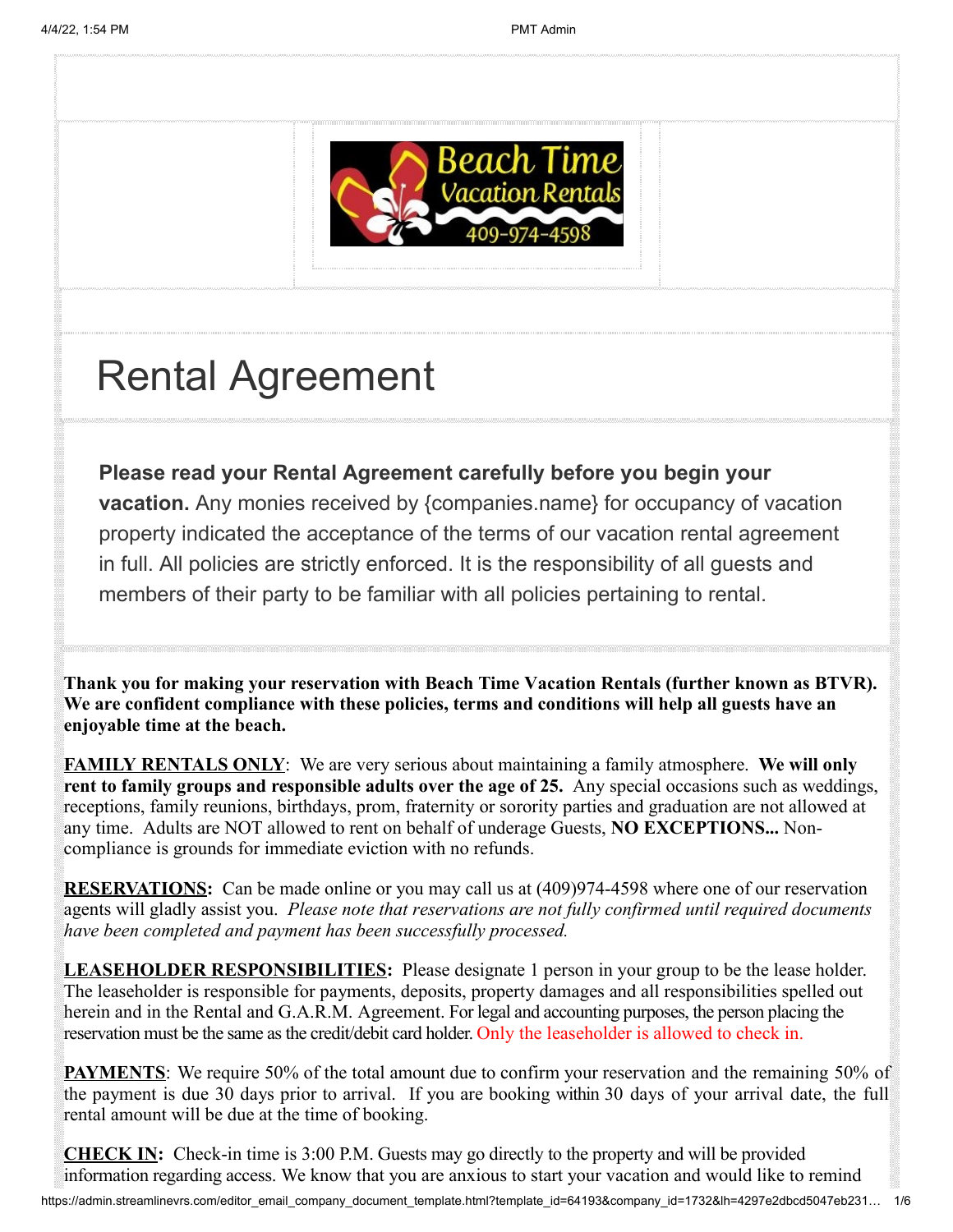# Rental Agreement

**Please read your Rental Agreement carefully before you begin your vacation.** Any monies received by {companies.name} for occupancy of vacation property indicated the acceptance of the terms of our vacation rental agreement in full. All policies are strictly enforced. It is the responsibility of all guests and members of their party to be familiar with all policies pertaining to rental.

**Thank you for making your reservation with Beach Time Vacation Rentals (further known as BTVR). We are confident compliance with these policies, terms and conditions will help all guests have an enjoyable time at the beach.**

**FAMILY RENTALS ONLY**: We are very serious about maintaining a family atmosphere. **We will only rent to family groups and responsible adults over the age of 25.** Any special occasions such as weddings, receptions, family reunions, birthdays, prom, fraternity or sorority parties and graduation are not allowed at any time. Adults are NOT allowed to rent on behalf of underage Guests, **NO EXCEPTIONS...** Non-compliance is grounds for immediate eviction with no refunds.

**RESERVATIONS:** Can be made online or you may call us at (409)974-4598 where one of our reservation agents will gladly assist you. *Please note that reservations are not fully confirmed until required documents have been completed and payment has been successfully processed.*

**LEASEHOLDER RESPONSIBILITIES:** Please designate 1 person in your group to be the lease holder. The leaseholder is responsible for payments, deposits, property damages and all responsibilities spelled out herein and in the Rental and G.A.R.M. Agreement. For legal and accounting purposes, the person placing the reservation must be the same as the credit/debit card holder. Only the leaseholder is allowed to check in.

**PAYMENTS**: We require 50% of the total amount due to confirm your reservation and the remaining 50% of the payment is due 30 days prior to arrival. If you are booking within 30 days of your arrival date, the full rental amount will be due at the time of booking.

**CHECK IN:** Check-in time is 3:00 P.M. Guests may go directly to the property and will be provided information regarding access. We know that you are anxious to start your vacation and would like to remind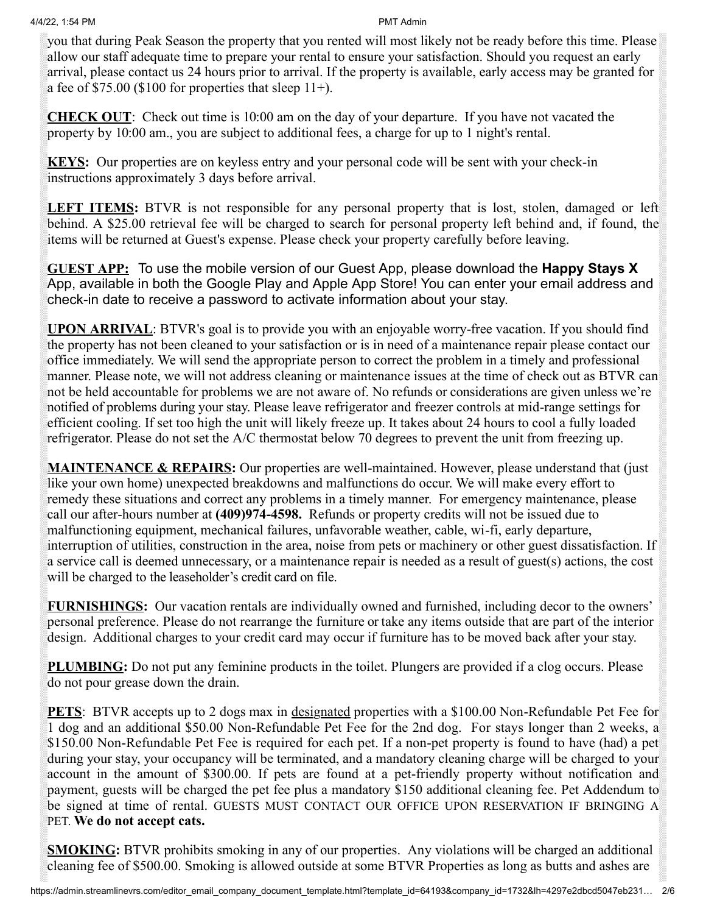you that during Peak Season the property that you rented will most likely not be ready before this time. Please allow our staff adequate time to prepare your rental to ensure your satisfaction. Should you request an early arrival, please contact us 24 hours prior to arrival. If the property is available, early access may be granted for a fee of $75.00 ($100 for properties that sleep 11+).

**CHECK OUT**: Check out time is 10:00 am on the day of your departure. If you have not vacated the property by 10:00 am., you are subject to additional fees, a charge for up to 1 night's rental.

**KEYS:** Our properties are on keyless entry and your personal code will be sent with your check-in instructions approximately 3 days before arrival.

**LEFT ITEMS:** BTVR is not responsible for any personal property that is lost, stolen, damaged or left behind. A $25.00 retrieval fee will be charged to search for personal property left behind and, if found, the items will be returned at Guest's expense. Please check your property carefully before leaving.

**GUEST APP:** To use the mobile version of our Guest App, please download the **Happy Stays X** App, available in both the Google Play and Apple App Store! You can enter your email address and check-in date to receive a password to activate information about your stay.

**UPON ARRIVAL**: BTVR's goal is to provide you with an enjoyable worry-free vacation. If you should find the property has not been cleaned to your satisfaction or is in need of a maintenance repair please contact our office immediately. We will send the appropriate person to correct the problem in a timely and professional manner. Please note, we will not address cleaning or maintenance issues at the time of check out as BTVR can not be held accountable for problems we are not aware of. No refunds or considerations are given unless we're notified of problems during your stay. Please leave refrigerator and freezer controls at mid-range settings for efficient cooling. If set too high the unit will likely freeze up. It takes about 24 hours to cool a fully loaded refrigerator. Please do not set the A/C thermostat below 70 degrees to prevent the unit from freezing up.

**MAINTENANCE & REPAIRS:** Our properties are well-maintained. However, please understand that (just like your own home) unexpected breakdowns and malfunctions do occur. We will make every effort to remedy these situations and correct any problems in a timely manner. For emergency maintenance, please call our after-hours number at **(409)974-4598.** Refunds or property credits will not be issued due to malfunctioning equipment, mechanical failures, unfavorable weather, cable, wi-fi, early departure, interruption of utilities, construction in the area, noise from pets or machinery or other guest dissatisfaction. If a service call is deemed unnecessary, or a maintenance repair is needed as a result of guest(s) actions, the cost will be charged to the leaseholder's credit card on file.

**FURNISHINGS:** Our vacation rentals are individually owned and furnished, including decor to the owners' personal preference. Please do not rearrange the furniture or take any items outside that are part of the interior design. Additional charges to your credit card may occur if furniture has to be moved back after your stay.

**PLUMBING:** Do not put any feminine products in the toilet. Plungers are provided if a clog occurs. Please do not pour grease down the drain.

**PETS**: BTVR accepts up to 2 dogs max in designated properties with a $100.00 Non-Refundable Pet Fee for 1 dog and an additional $50.00 Non-Refundable Pet Fee for the 2nd dog. For stays longer than 2 weeks, a $150.00 Non-Refundable Pet Fee is required for each pet. If a non-pet property is found to have (had) a pet during your stay, your occupancy will be terminated, and a mandatory cleaning charge will be charged to your account in the amount of $300.00. If pets are found at a pet-friendly property without notification and payment, guests will be charged the pet fee plus a mandatory $150 additional cleaning fee. Pet Addendum to be signed at time of rental. GUESTS MUST CONTACT OUR OFFICE UPON RESERVATION IF BRINGING A PET. **We do not accept cats.**

**SMOKING:** BTVR prohibits smoking in any of our properties. Any violations will be charged an additional cleaning fee of $500.00. Smoking is allowed outside at some BTVR Properties as long as butts and ashes are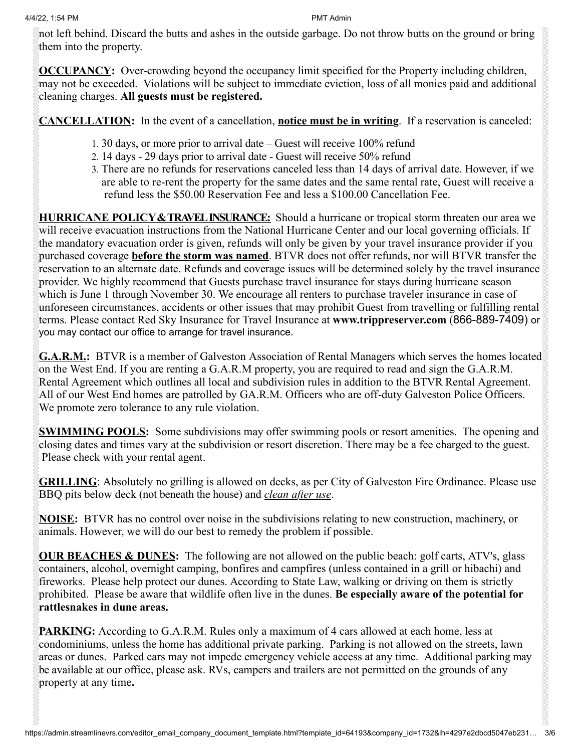not left behind. Discard the butts and ashes in the outside garbage. Do not throw butts on the ground or bring them into the property.

**OCCUPANCY:** Over-crowding beyond the occupancy limit specified for the Property including children, may not be exceeded. Violations will be subject to immediate eviction, loss of all monies paid and additional cleaning charges. **All guests must be registered.**

**CANCELLATION:** In the event of a cancellation, **notice must be in writing**. If a reservation is canceled:

1. 30 days, or more prior to arrival date – Guest will receive 100% refund
2. 14 days - 29 days prior to arrival date - Guest will receive 50% refund
3. There are no refunds for reservations canceled less than 14 days of arrival date. However, if we are able to re-rent the property for the same dates and the same rental rate, Guest will receive a refund less the $50.00 Reservation Fee and less a $100.00 Cancellation Fee.

**HURRICANE POLICY & TRAVEL INSURANCE:** Should a hurricane or tropical storm threaten our area we will receive evacuation instructions from the National Hurricane Center and our local governing officials. If the mandatory evacuation order is given, refunds will only be given by your travel insurance provider if you purchased coverage **before the storm was named**. BTVR does not offer refunds, nor will BTVR transfer the reservation to an alternate date. Refunds and coverage issues will be determined solely by the travel insurance provider. We highly recommend that Guests purchase travel insurance for stays during hurricane season which is June 1 through November 30. We encourage all renters to purchase traveler insurance in case of unforeseen circumstances, accidents or other issues that may prohibit Guest from travelling or fulfilling rental terms. Please contact Red Sky Insurance for Travel Insurance at **www.trippreserver.com** (866-889-7409) or you may contact our office to arrange for travel insurance.

**G.A.R.M.:** BTVR is a member of Galveston Association of Rental Managers which serves the homes located on the West End. If you are renting a G.A.R.M property, you are required to read and sign the G.A.R.M. Rental Agreement which outlines all local and subdivision rules in addition to the BTVR Rental Agreement. All of our West End homes are patrolled by GA.R.M. Officers who are off-duty Galveston Police Officers. We promote zero tolerance to any rule violation.

**SWIMMING POOLS:** Some subdivisions may offer swimming pools or resort amenities. The opening and closing dates and times vary at the subdivision or resort discretion. There may be a fee charged to the guest. Please check with your rental agent.

**GRILLING**: Absolutely no grilling is allowed on decks, as per City of Galveston Fire Ordinance. Please use BBQ pits below deck (not beneath the house) and *clean after use*.

**NOISE:** BTVR has no control over noise in the subdivisions relating to new construction, machinery, or animals. However, we will do our best to remedy the problem if possible.

**OUR BEACHES & DUNES:** The following are not allowed on the public beach: golf carts, ATV's, glass containers, alcohol, overnight camping, bonfires and campfires (unless contained in a grill or hibachi) and fireworks. Please help protect our dunes. According to State Law, walking or driving on them is strictly prohibited. Please be aware that wildlife often live in the dunes. **Be especially aware of the potential for rattlesnakes in dune areas.**

**PARKING:** According to G.A.R.M. Rules only a maximum of 4 cars allowed at each home, less at condominiums, unless the home has additional private parking. Parking is not allowed on the streets, lawn areas or dunes. Parked cars may not impede emergency vehicle access at any time. Additional parking may be available at our office, please ask. RVs, campers and trailers are not permitted on the grounds of any property at any time.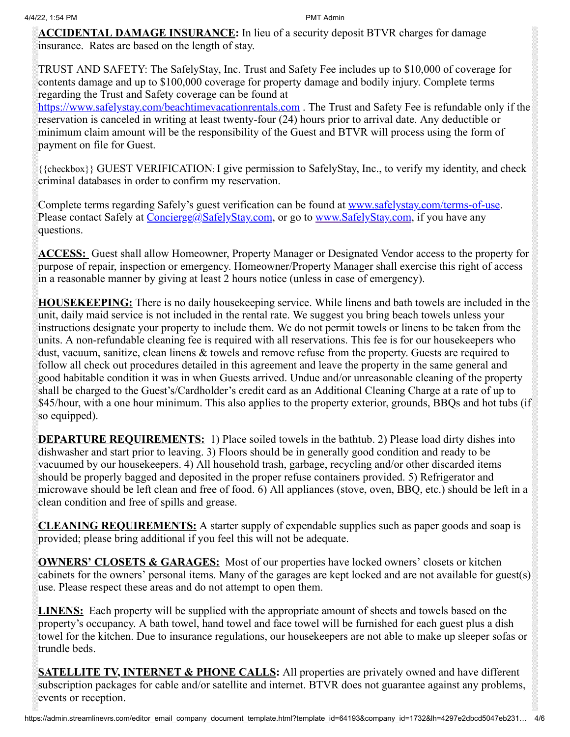**ACCIDENTAL DAMAGE INSURANCE:** In lieu of a security deposit BTVR charges for damage insurance. Rates are based on the length of stay.

TRUST AND SAFETY: The SafelyStay, Inc. Trust and Safety Fee includes up to $10,000 of coverage for contents damage and up to $100,000 coverage for property damage and bodily injury. Complete terms regarding the Trust and Safety coverage can be found at https://www.safelystay.com/beachtimevacationrentals.com . The Trust and Safety Fee is refundable only if the reservation is canceled in writing at least twenty-four (24) hours prior to arrival date. Any deductible or minimum claim amount will be the responsibility of the Guest and BTVR will process using the form of payment on file for Guest.

{{checkbox}} GUEST VERIFICATION: I give permission to SafelyStay, Inc., to verify my identity, and check criminal databases in order to confirm my reservation.

Complete terms regarding Safely's guest verification can be found at www.safelystay.com/terms-of-use. Please contact Safely at Concierge@SafelyStay.com, or go to www.SafelyStay.com, if you have any questions.

**ACCESS:** Guest shall allow Homeowner, Property Manager or Designated Vendor access to the property for purpose of repair, inspection or emergency. Homeowner/Property Manager shall exercise this right of access in a reasonable manner by giving at least 2 hours notice (unless in case of emergency).

**HOUSEKEEPING:** There is no daily housekeeping service. While linens and bath towels are included in the unit, daily maid service is not included in the rental rate. We suggest you bring beach towels unless your instructions designate your property to include them. We do not permit towels or linens to be taken from the units. A non-refundable cleaning fee is required with all reservations. This fee is for our housekeepers who dust, vacuum, sanitize, clean linens & towels and remove refuse from the property. Guests are required to follow all check out procedures detailed in this agreement and leave the property in the same general and good habitable condition it was in when Guests arrived. Undue and/or unreasonable cleaning of the property shall be charged to the Guest's/Cardholder's credit card as an Additional Cleaning Charge at a rate of up to $45/hour, with a one hour minimum. This also applies to the property exterior, grounds, BBQs and hot tubs (if so equipped).

**DEPARTURE REQUIREMENTS:** 1) Place soiled towels in the bathtub. 2) Please load dirty dishes into dishwasher and start prior to leaving. 3) Floors should be in generally good condition and ready to be vacuumed by our housekeepers. 4) All household trash, garbage, recycling and/or other discarded items should be properly bagged and deposited in the proper refuse containers provided. 5) Refrigerator and microwave should be left clean and free of food. 6) All appliances (stove, oven, BBQ, etc.) should be left in a clean condition and free of spills and grease.

**CLEANING REQUIREMENTS:** A starter supply of expendable supplies such as paper goods and soap is provided; please bring additional if you feel this will not be adequate.

**OWNERS' CLOSETS & GARAGES:** Most of our properties have locked owners' closets or kitchen cabinets for the owners' personal items. Many of the garages are kept locked and are not available for guest(s) use. Please respect these areas and do not attempt to open them.

**LINENS:** Each property will be supplied with the appropriate amount of sheets and towels based on the property's occupancy. A bath towel, hand towel and face towel will be furnished for each guest plus a dish towel for the kitchen. Due to insurance regulations, our housekeepers are not able to make up sleeper sofas or trundle beds.

**SATELLITE TV, INTERNET & PHONE CALLS:** All properties are privately owned and have different subscription packages for cable and/or satellite and internet. BTVR does not guarantee against any problems, events or reception.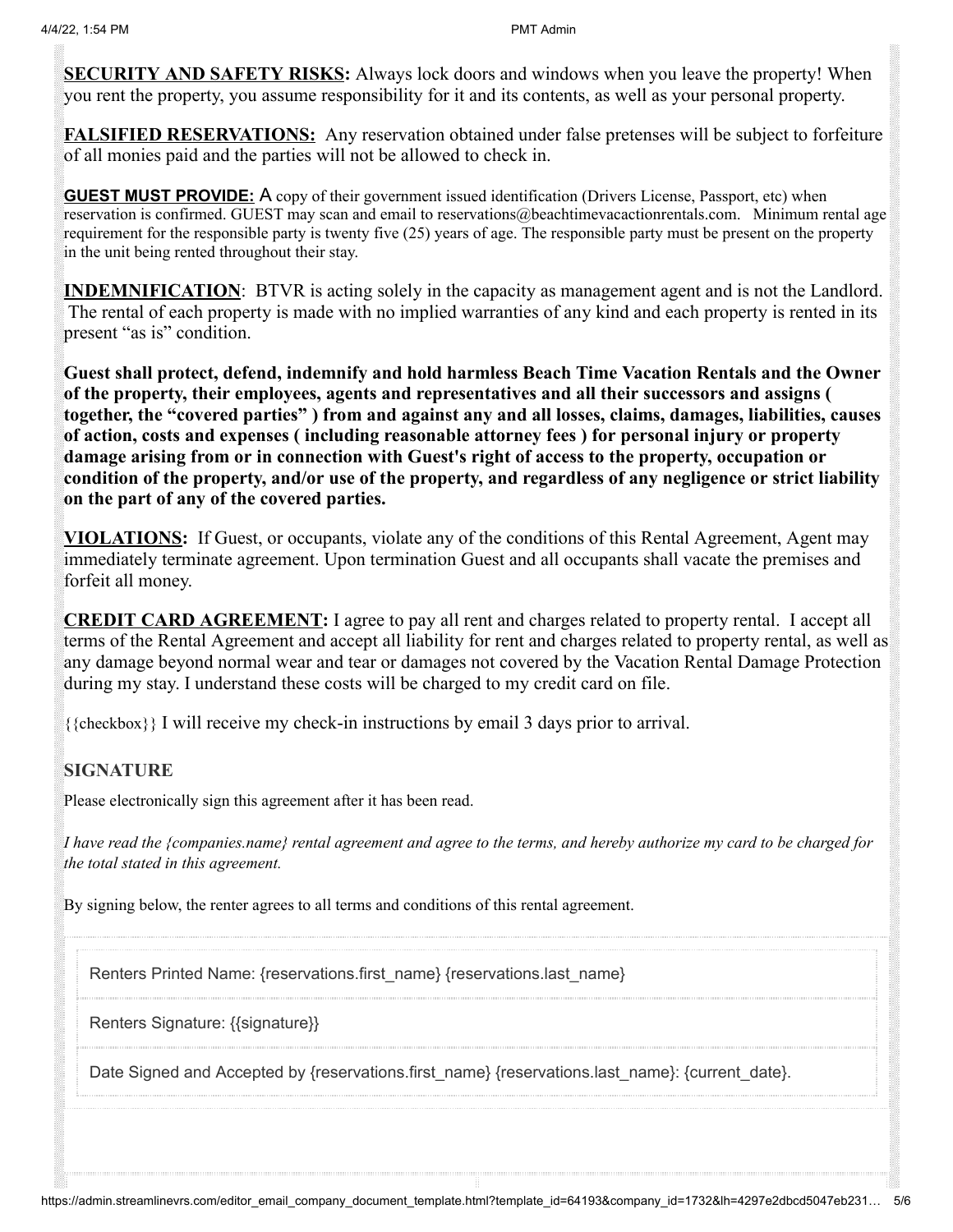**SECURITY AND SAFETY RISKS:** Always lock doors and windows when you leave the property! When you rent the property, you assume responsibility for it and its contents, as well as your personal property.

**FALSIFIED RESERVATIONS:** Any reservation obtained under false pretenses will be subject to forfeiture of all monies paid and the parties will not be allowed to check in.

**GUEST MUST PROVIDE:** A copy of their government issued identification (Drivers License, Passport, etc) when reservation is confirmed. GUEST may scan and email to reservations@beachtimevacationrentals.com. Minimum rental age requirement for the responsible party is twenty five (25) years of age. The responsible party must be present on the property in the unit being rented throughout their stay.

**INDEMNIFICATION**: BTVR is acting solely in the capacity as management agent and is not the Landlord. The rental of each property is made with no implied warranties of any kind and each property is rented in its present "as is" condition.

**Guest shall protect, defend, indemnify and hold harmless Beach Time Vacation Rentals and the Owner of the property, their employees, agents and representatives and all their successors and assigns ( together, the "covered parties" ) from and against any and all losses, claims, damages, liabilities, causes of action, costs and expenses ( including reasonable attorney fees ) for personal injury or property damage arising from or in connection with Guest's right of access to the property, occupation or condition of the property, and/or use of the property, and regardless of any negligence or strict liability on the part of any of the covered parties.**

**VIOLATIONS:** If Guest, or occupants, violate any of the conditions of this Rental Agreement, Agent may immediately terminate agreement. Upon termination Guest and all occupants shall vacate the premises and forfeit all money.

**CREDIT CARD AGREEMENT:** I agree to pay all rent and charges related to property rental. I accept all terms of the Rental Agreement and accept all liability for rent and charges related to property rental, as well as any damage beyond normal wear and tear or damages not covered by the Vacation Rental Damage Protection during my stay. I understand these costs will be charged to my credit card on file.

{{checkbox}} I will receive my check-in instructions by email 3 days prior to arrival.

### SIGNATURE

Please electronically sign this agreement after it has been read.

*I have read the {companies.name} rental agreement and agree to the terms, and hereby authorize my card to be charged for the total stated in this agreement.*

By signing below, the renter agrees to all terms and conditions of this rental agreement.

Renters Printed Name: {reservations.first_name} {reservations.last_name}

Renters Signature: {{signature}}

Date Signed and Accepted by {reservations.first_name} {reservations.last_name}: {current_date}.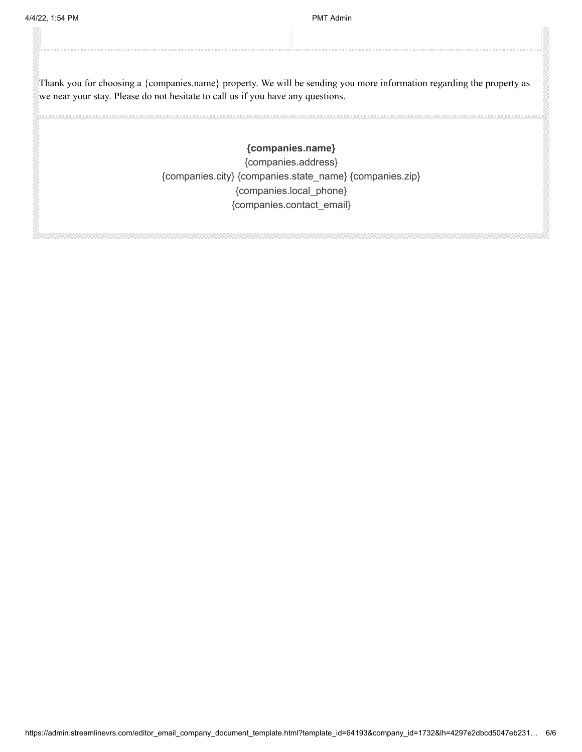Thank you for choosing a {companies.name} property. We will be sending you more information regarding the property as we near your stay. Please do not hesitate to call us if you have any questions.

**{companies.name}**
{companies.address}
{companies.city} {companies.state_name} {companies.zip}
{companies.local_phone}
{companies.contact_email}